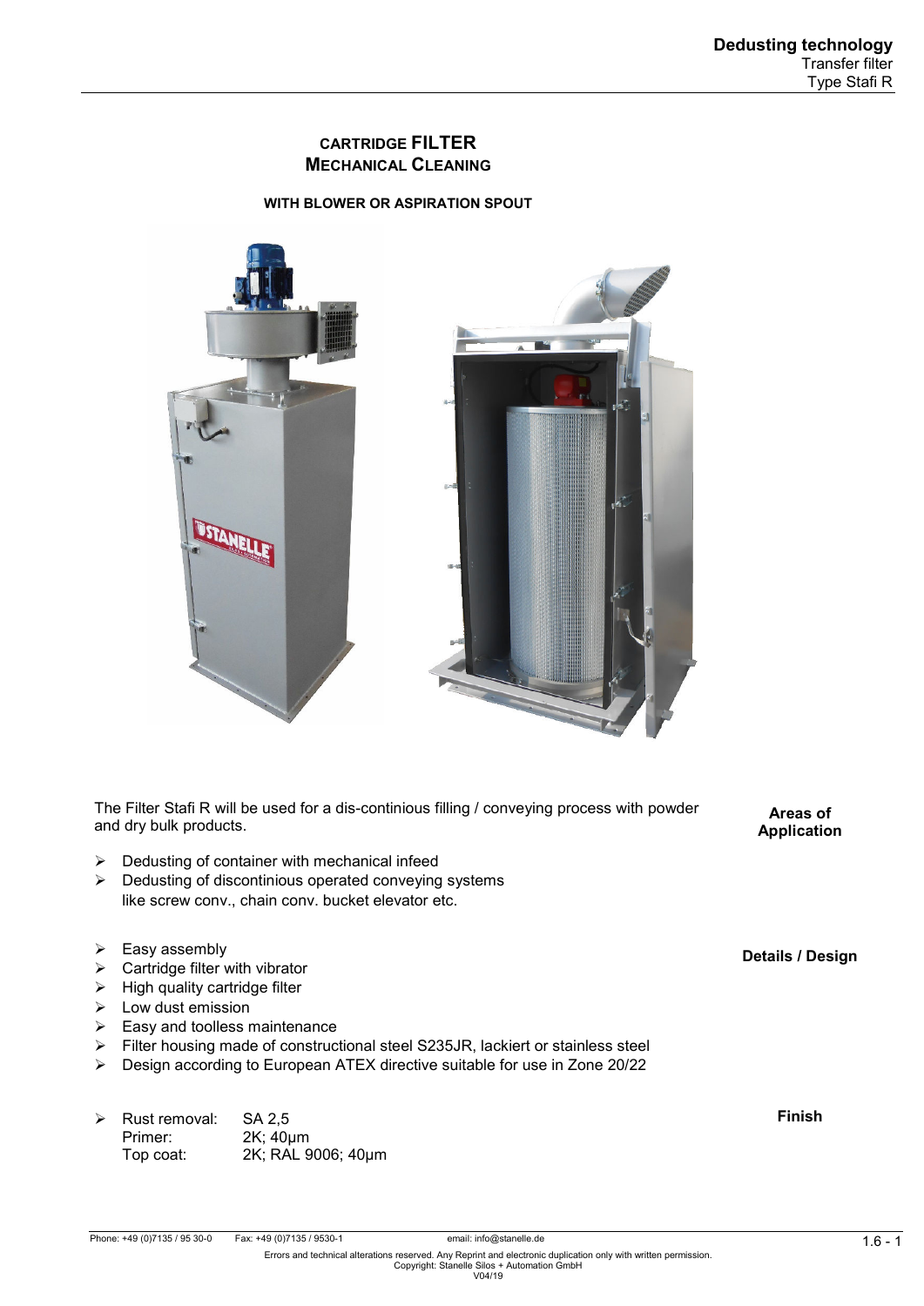# CARTRIDGE FILTER
## MECHANICAL CLEANING

**WITH BLOWER OR ASPIRATION SPOUT**

**Areas of Application**

The Filter Stafi R will be used for a dis-continious filling / conveying process with powder and dry bulk products.

- Dedusting of container with mechanical infeed
- Dedusting of discontinious operated conveying systems like screw conv., chain conv. bucket elevator etc.

**Details / Design**

- Easy assembly
- Cartridge filter with vibrator
- High quality cartridge filter
- Low dust emission
- Easy and toolless maintenance
- Filter housing made of constructional steel S235JR, lackiert or stainless steel
- Design according to European ATEX directive suitable for use in Zone 20/22

**Finish**

- Rust removal: SA 2,5
  Primer: 2K; 40µm
  Top coat: 2K; RAL 9006; 40µm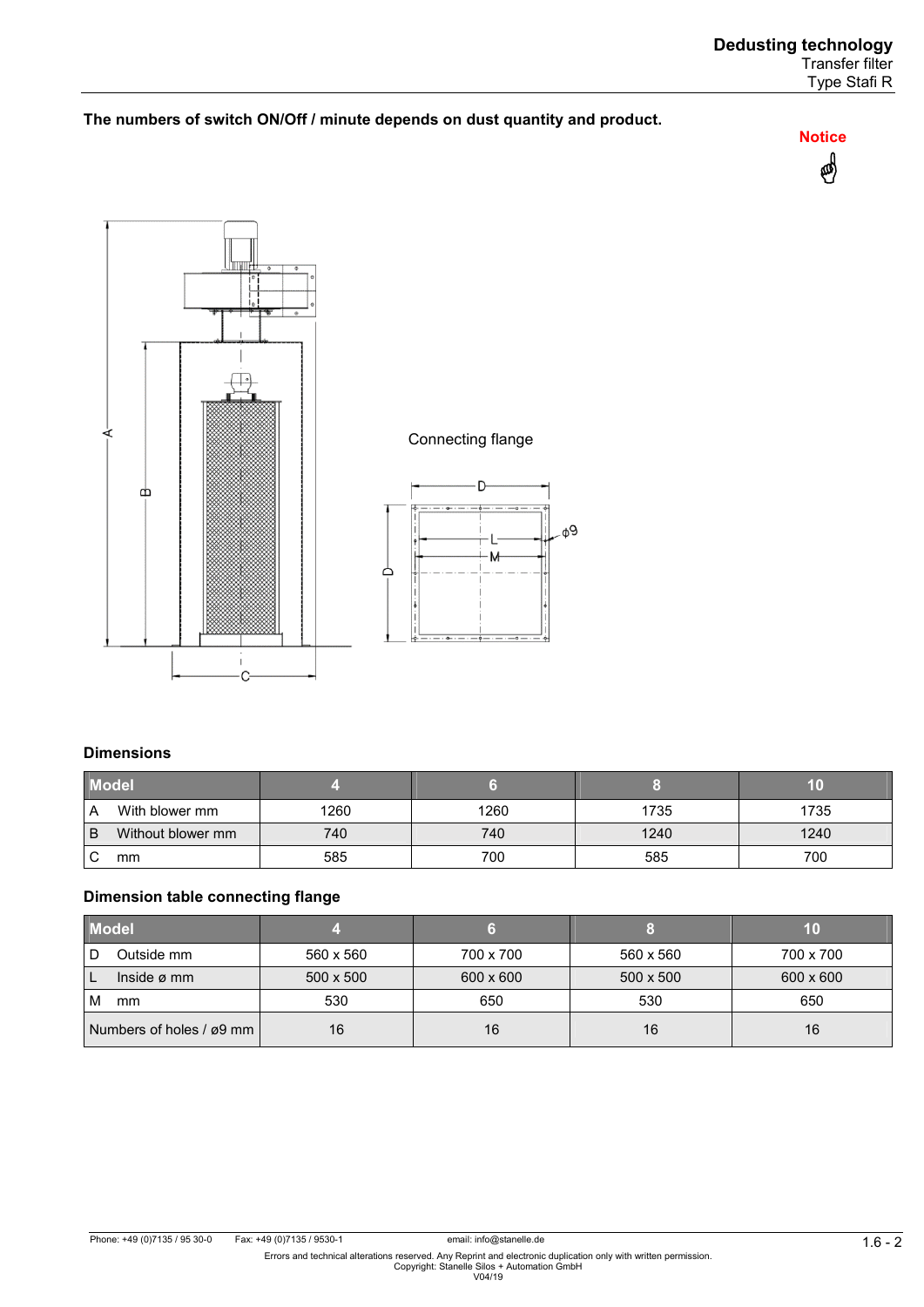**The numbers of switch ON/Off / minute depends on dust quantity and product.**

**Notice**

Connecting flange

### Dimensions

| Model | 4 | 6 | 8 | 10 |
|---|---|---|---|---|
| A With blower mm | 1260 | 1260 | 1735 | 1735 |
| B Without blower mm | 740 | 740 | 1240 | 1240 |
| C mm | 585 | 700 | 585 | 700 |

### Dimension table connecting flange

| Model | 4 | 6 | 8 | 10 |
|---|---|---|---|---|
| D Outside mm | 560 x 560 | 700 x 700 | 560 x 560 | 700 x 700 |
| L Inside ø mm | 500 x 500 | 600 x 600 | 500 x 500 | 600 x 600 |
| M mm | 530 | 650 | 530 | 650 |
| Numbers of holes / ø9 mm | 16 | 16 | 16 | 16 |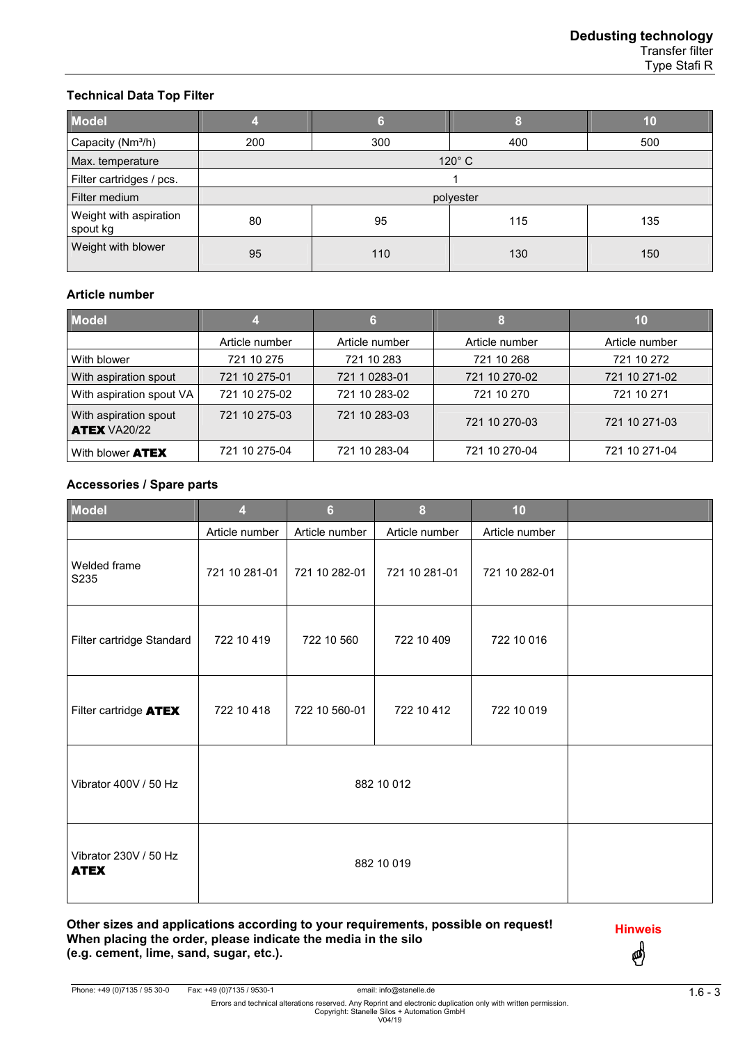## Technical Data Top Filter

| Model | 4 | 6 | 8 | 10 |
|---|---|---|---|---|
| Capacity (Nm³/h) | 200 | 300 | 400 | 500 |
| Max. temperature | 120° C | | | |
| Filter cartridges / pcs. | 1 | | | |
| Filter medium | polyester | | | |
| Weight with aspiration spout kg | 80 | 95 | 115 | 135 |
| Weight with blower | 95 | 110 | 130 | 150 |

## Article number

| Model | 4 | 6 | 8 | 10 |
|---|---|---|---|---|
| | Article number | Article number | Article number | Article number |
| With blower | 721 10 275 | 721 10 283 | 721 10 268 | 721 10 272 |
| With aspiration spout | 721 10 275-01 | 721 1 0283-01 | 721 10 270-02 | 721 10 271-02 |
| With aspiration spout VA | 721 10 275-02 | 721 10 283-02 | 721 10 270 | 721 10 271 |
| With aspiration spout **ATEX** VA20/22 | 721 10 275-03 | 721 10 283-03 | 721 10 270-03 | 721 10 271-03 |
| With blower **ATEX** | 721 10 275-04 | 721 10 283-04 | 721 10 270-04 | 721 10 271-04 |

## Accessories / Spare parts

| Model | 4 | 6 | 8 | 10 | |
|---|---|---|---|---|---|
| | Article number | Article number | Article number | Article number | |
| Welded frame S235 | 721 10 281-01 | 721 10 282-01 | 721 10 281-01 | 721 10 282-01 | |
| Filter cartridge Standard | 722 10 419 | 722 10 560 | 722 10 409 | 722 10 016 | |
| Filter cartridge **ATEX** | 722 10 418 | 722 10 560-01 | 722 10 412 | 722 10 019 | |
| Vibrator 400V / 50 Hz | 882 10 012 | | | | |
| Vibrator 230V / 50 Hz **ATEX** | 882 10 019 | | | | |

**Other sizes and applications according to your requirements, possible on request!**
**When placing the order, please indicate the media in the silo**
**(e.g. cement, lime, sand, sugar, etc.).**

**Hinweis**

Phone: +49 (0)7135 / 95 30-0 Fax: +49 (0)7135 / 9530-1 email: info@stanelle.de

Errors and technical alterations reserved. Any Reprint and electronic duplication only with written permission.
Copyright: Stanelle Silos + Automation GmbH
V04/19